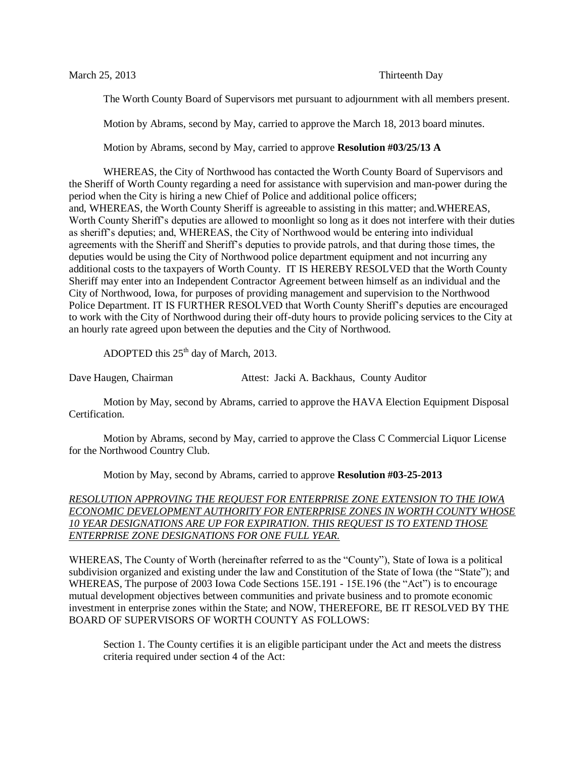March 25, 2013 Thirteenth Day

The Worth County Board of Supervisors met pursuant to adjournment with all members present.

Motion by Abrams, second by May, carried to approve the March 18, 2013 board minutes.

Motion by Abrams, second by May, carried to approve **Resolution #03/25/13 A**

WHEREAS, the City of Northwood has contacted the Worth County Board of Supervisors and the Sheriff of Worth County regarding a need for assistance with supervision and man-power during the period when the City is hiring a new Chief of Police and additional police officers;
and, WHEREAS, the Worth County Sheriff is agreeable to assisting in this matter; and.WHEREAS, Worth County Sheriff's deputies are allowed to moonlight so long as it does not interfere with their duties as sheriff's deputies; and, WHEREAS, the City of Northwood would be entering into individual agreements with the Sheriff and Sheriff's deputies to provide patrols, and that during those times, the deputies would be using the City of Northwood police department equipment and not incurring any additional costs to the taxpayers of Worth County. IT IS HEREBY RESOLVED that the Worth County Sheriff may enter into an Independent Contractor Agreement between himself as an individual and the City of Northwood, Iowa, for purposes of providing management and supervision to the Northwood Police Department. IT IS FURTHER RESOLVED that Worth County Sheriff's deputies are encouraged to work with the City of Northwood during their off-duty hours to provide policing services to the City at an hourly rate agreed upon between the deputies and the City of Northwood.

ADOPTED this 25th day of March, 2013.

Dave Haugen, Chairman Attest: Jacki A. Backhaus, County Auditor

Motion by May, second by Abrams, carried to approve the HAVA Election Equipment Disposal Certification.

Motion by Abrams, second by May, carried to approve the Class C Commercial Liquor License for the Northwood Country Club.

Motion by May, second by Abrams, carried to approve **Resolution #03-25-2013**

*RESOLUTION APPROVING THE REQUEST FOR ENTERPRISE ZONE EXTENSION TO THE IOWA ECONOMIC DEVELOPMENT AUTHORITY FOR ENTERPRISE ZONES IN WORTH COUNTY WHOSE 10 YEAR DESIGNATIONS ARE UP FOR EXPIRATION. THIS REQUEST IS TO EXTEND THOSE ENTERPRISE ZONE DESIGNATIONS FOR ONE FULL YEAR.*

WHEREAS, The County of Worth (hereinafter referred to as the "County"), State of Iowa is a political subdivision organized and existing under the law and Constitution of the State of Iowa (the "State"); and WHEREAS, The purpose of 2003 Iowa Code Sections 15E.191 - 15E.196 (the "Act") is to encourage mutual development objectives between communities and private business and to promote economic investment in enterprise zones within the State; and NOW, THEREFORE, BE IT RESOLVED BY THE BOARD OF SUPERVISORS OF WORTH COUNTY AS FOLLOWS:

Section 1. The County certifies it is an eligible participant under the Act and meets the distress criteria required under section 4 of the Act: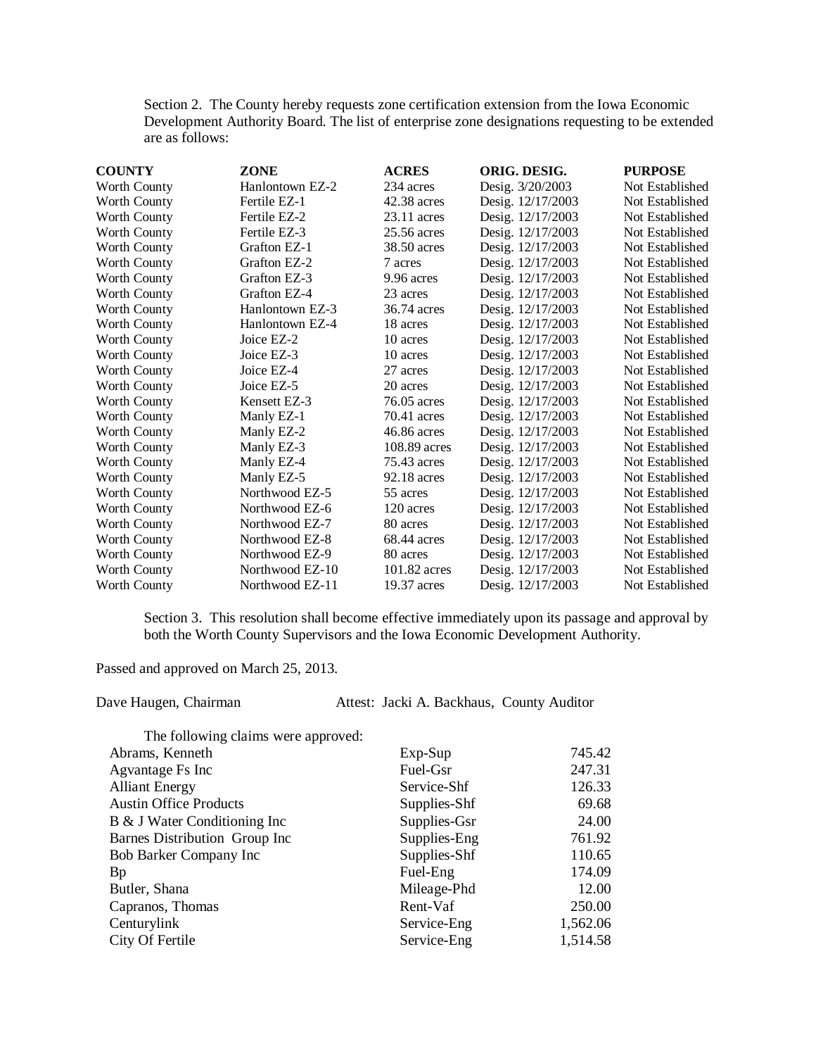Section 2. The County hereby requests zone certification extension from the Iowa Economic Development Authority Board. The list of enterprise zone designations requesting to be extended are as follows:

| COUNTY | ZONE | ACRES | ORIG. DESIG. | PURPOSE |
|---|---|---|---|---|
| Worth County | Hanlontown EZ-2 | 234 acres | Desig. 3/20/2003 | Not Established |
| Worth County | Fertile EZ-1 | 42.38 acres | Desig. 12/17/2003 | Not Established |
| Worth County | Fertile EZ-2 | 23.11 acres | Desig. 12/17/2003 | Not Established |
| Worth County | Fertile EZ-3 | 25.56 acres | Desig. 12/17/2003 | Not Established |
| Worth County | Grafton EZ-1 | 38.50 acres | Desig. 12/17/2003 | Not Established |
| Worth County | Grafton EZ-2 | 7 acres | Desig. 12/17/2003 | Not Established |
| Worth County | Grafton EZ-3 | 9.96 acres | Desig. 12/17/2003 | Not Established |
| Worth County | Grafton EZ-4 | 23 acres | Desig. 12/17/2003 | Not Established |
| Worth County | Hanlontown EZ-3 | 36.74 acres | Desig. 12/17/2003 | Not Established |
| Worth County | Hanlontown EZ-4 | 18 acres | Desig. 12/17/2003 | Not Established |
| Worth County | Joice EZ-2 | 10 acres | Desig. 12/17/2003 | Not Established |
| Worth County | Joice EZ-3 | 10 acres | Desig. 12/17/2003 | Not Established |
| Worth County | Joice EZ-4 | 27 acres | Desig. 12/17/2003 | Not Established |
| Worth County | Joice EZ-5 | 20 acres | Desig. 12/17/2003 | Not Established |
| Worth County | Kensett EZ-3 | 76.05 acres | Desig. 12/17/2003 | Not Established |
| Worth County | Manly EZ-1 | 70.41 acres | Desig. 12/17/2003 | Not Established |
| Worth County | Manly EZ-2 | 46.86 acres | Desig. 12/17/2003 | Not Established |
| Worth County | Manly EZ-3 | 108.89 acres | Desig. 12/17/2003 | Not Established |
| Worth County | Manly EZ-4 | 75.43 acres | Desig. 12/17/2003 | Not Established |
| Worth County | Manly EZ-5 | 92.18 acres | Desig. 12/17/2003 | Not Established |
| Worth County | Northwood EZ-5 | 55 acres | Desig. 12/17/2003 | Not Established |
| Worth County | Northwood EZ-6 | 120 acres | Desig. 12/17/2003 | Not Established |
| Worth County | Northwood EZ-7 | 80 acres | Desig. 12/17/2003 | Not Established |
| Worth County | Northwood EZ-8 | 68.44 acres | Desig. 12/17/2003 | Not Established |
| Worth County | Northwood EZ-9 | 80 acres | Desig. 12/17/2003 | Not Established |
| Worth County | Northwood EZ-10 | 101.82 acres | Desig. 12/17/2003 | Not Established |
| Worth County | Northwood EZ-11 | 19.37 acres | Desig. 12/17/2003 | Not Established |

Section 3. This resolution shall become effective immediately upon its passage and approval by both the Worth County Supervisors and the Iowa Economic Development Authority.

Passed and approved on March 25, 2013.

Dave Haugen, Chairman Attest: Jacki A. Backhaus, County Auditor

The following claims were approved:

| | | |
|---|---|---|
| Abrams, Kenneth | Exp-Sup | 745.42 |
| Agvantage Fs Inc | Fuel-Gsr | 247.31 |
| Alliant Energy | Service-Shf | 126.33 |
| Austin Office Products | Supplies-Shf | 69.68 |
| B & J Water Conditioning Inc | Supplies-Gsr | 24.00 |
| Barnes Distribution Group Inc | Supplies-Eng | 761.92 |
| Bob Barker Company Inc | Supplies-Shf | 110.65 |
| Bp | Fuel-Eng | 174.09 |
| Butler, Shana | Mileage-Phd | 12.00 |
| Capranos, Thomas | Rent-Vaf | 250.00 |
| Centurylink | Service-Eng | 1,562.06 |
| City Of Fertile | Service-Eng | 1,514.58 |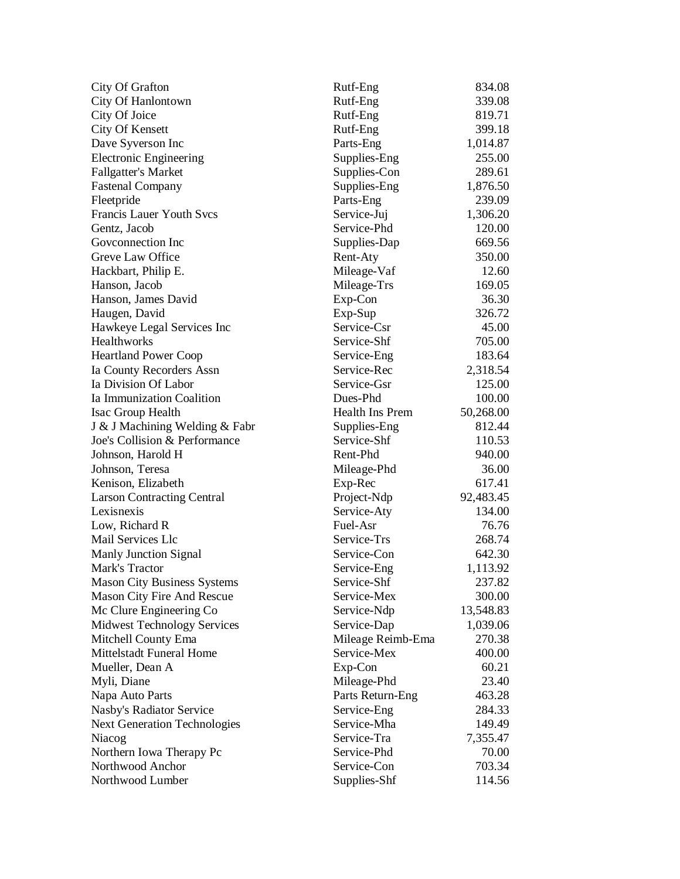| | | |
|---|---|---|
| City Of Grafton | Rutf-Eng | 834.08 |
| City Of Hanlontown | Rutf-Eng | 339.08 |
| City Of Joice | Rutf-Eng | 819.71 |
| City Of Kensett | Rutf-Eng | 399.18 |
| Dave Syverson Inc | Parts-Eng | 1,014.87 |
| Electronic Engineering | Supplies-Eng | 255.00 |
| Fallgatter's Market | Supplies-Con | 289.61 |
| Fastenal Company | Supplies-Eng | 1,876.50 |
| Fleetpride | Parts-Eng | 239.09 |
| Francis Lauer Youth Svcs | Service-Juj | 1,306.20 |
| Gentz, Jacob | Service-Phd | 120.00 |
| Govconnection Inc | Supplies-Dap | 669.56 |
| Greve Law Office | Rent-Aty | 350.00 |
| Hackbart, Philip E. | Mileage-Vaf | 12.60 |
| Hanson, Jacob | Mileage-Trs | 169.05 |
| Hanson, James David | Exp-Con | 36.30 |
| Haugen, David | Exp-Sup | 326.72 |
| Hawkeye Legal Services Inc | Service-Csr | 45.00 |
| Healthworks | Service-Shf | 705.00 |
| Heartland Power Coop | Service-Eng | 183.64 |
| Ia County Recorders Assn | Service-Rec | 2,318.54 |
| Ia Division Of Labor | Service-Gsr | 125.00 |
| Ia Immunization Coalition | Dues-Phd | 100.00 |
| Isac Group Health | Health Ins Prem | 50,268.00 |
| J & J Machining Welding & Fabr | Supplies-Eng | 812.44 |
| Joe's Collision & Performance | Service-Shf | 110.53 |
| Johnson, Harold H | Rent-Phd | 940.00 |
| Johnson, Teresa | Mileage-Phd | 36.00 |
| Kenison, Elizabeth | Exp-Rec | 617.41 |
| Larson Contracting Central | Project-Ndp | 92,483.45 |
| Lexisnexis | Service-Aty | 134.00 |
| Low, Richard R | Fuel-Asr | 76.76 |
| Mail Services Llc | Service-Trs | 268.74 |
| Manly Junction Signal | Service-Con | 642.30 |
| Mark's Tractor | Service-Eng | 1,113.92 |
| Mason City Business Systems | Service-Shf | 237.82 |
| Mason City Fire And Rescue | Service-Mex | 300.00 |
| Mc Clure Engineering Co | Service-Ndp | 13,548.83 |
| Midwest Technology Services | Service-Dap | 1,039.06 |
| Mitchell County Ema | Mileage Reimb-Ema | 270.38 |
| Mittelstadt Funeral Home | Service-Mex | 400.00 |
| Mueller, Dean A | Exp-Con | 60.21 |
| Myli, Diane | Mileage-Phd | 23.40 |
| Napa Auto Parts | Parts Return-Eng | 463.28 |
| Nasby's Radiator Service | Service-Eng | 284.33 |
| Next Generation Technologies | Service-Mha | 149.49 |
| Niacog | Service-Tra | 7,355.47 |
| Northern Iowa Therapy Pc | Service-Phd | 70.00 |
| Northwood Anchor | Service-Con | 703.34 |
| Northwood Lumber | Supplies-Shf | 114.56 |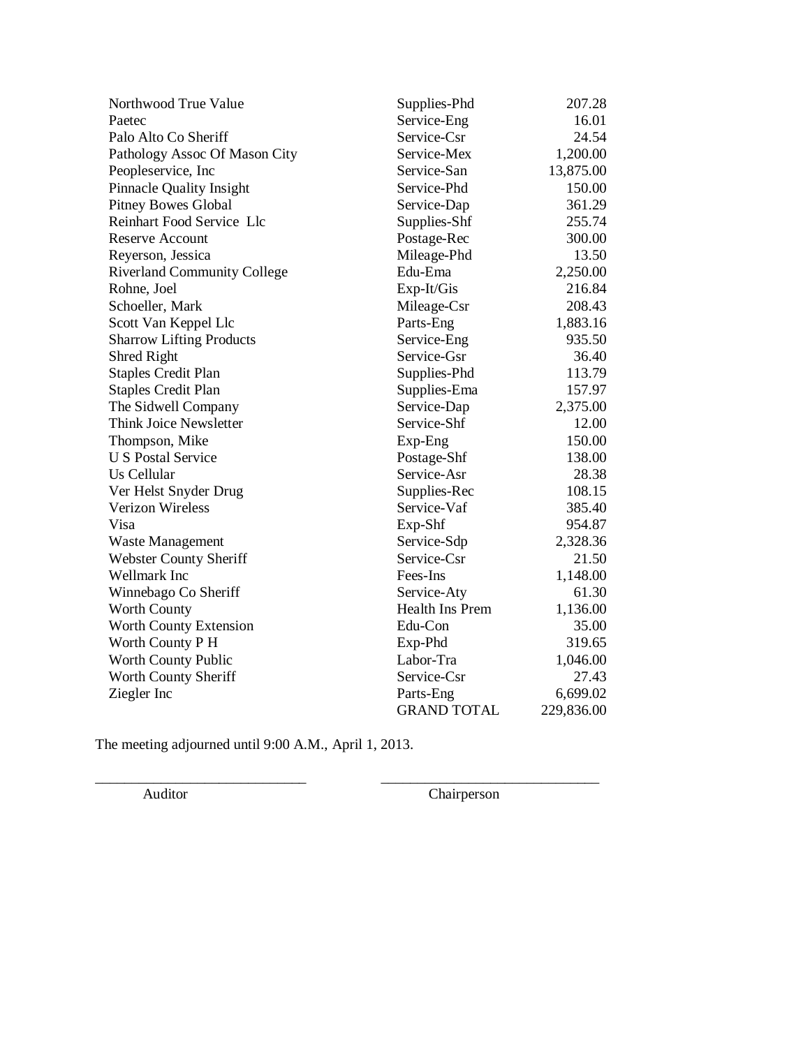| | | |
|---|---|---|
| Northwood True Value | Supplies-Phd | 207.28 |
| Paetec | Service-Eng | 16.01 |
| Palo Alto Co Sheriff | Service-Csr | 24.54 |
| Pathology Assoc Of Mason City | Service-Mex | 1,200.00 |
| Peopleservice, Inc | Service-San | 13,875.00 |
| Pinnacle Quality Insight | Service-Phd | 150.00 |
| Pitney Bowes Global | Service-Dap | 361.29 |
| Reinhart Food Service Llc | Supplies-Shf | 255.74 |
| Reserve Account | Postage-Rec | 300.00 |
| Reyerson, Jessica | Mileage-Phd | 13.50 |
| Riverland Community College | Edu-Ema | 2,250.00 |
| Rohne, Joel | Exp-It/Gis | 216.84 |
| Schoeller, Mark | Mileage-Csr | 208.43 |
| Scott Van Keppel Llc | Parts-Eng | 1,883.16 |
| Sharrow Lifting Products | Service-Eng | 935.50 |
| Shred Right | Service-Gsr | 36.40 |
| Staples Credit Plan | Supplies-Phd | 113.79 |
| Staples Credit Plan | Supplies-Ema | 157.97 |
| The Sidwell Company | Service-Dap | 2,375.00 |
| Think Joice Newsletter | Service-Shf | 12.00 |
| Thompson, Mike | Exp-Eng | 150.00 |
| U S Postal Service | Postage-Shf | 138.00 |
| Us Cellular | Service-Asr | 28.38 |
| Ver Helst Snyder Drug | Supplies-Rec | 108.15 |
| Verizon Wireless | Service-Vaf | 385.40 |
| Visa | Exp-Shf | 954.87 |
| Waste Management | Service-Sdp | 2,328.36 |
| Webster County Sheriff | Service-Csr | 21.50 |
| Wellmark Inc | Fees-Ins | 1,148.00 |
| Winnebago Co Sheriff | Service-Aty | 61.30 |
| Worth County | Health Ins Prem | 1,136.00 |
| Worth County Extension | Edu-Con | 35.00 |
| Worth County P H | Exp-Phd | 319.65 |
| Worth County Public | Labor-Tra | 1,046.00 |
| Worth County Sheriff | Service-Csr | 27.43 |
| Ziegler Inc | Parts-Eng | 6,699.02 |
| | GRAND TOTAL | 229,836.00 |

The meeting adjourned until 9:00 A.M., April 1, 2013.

_____________________________ _____________________________

Auditor Chairperson